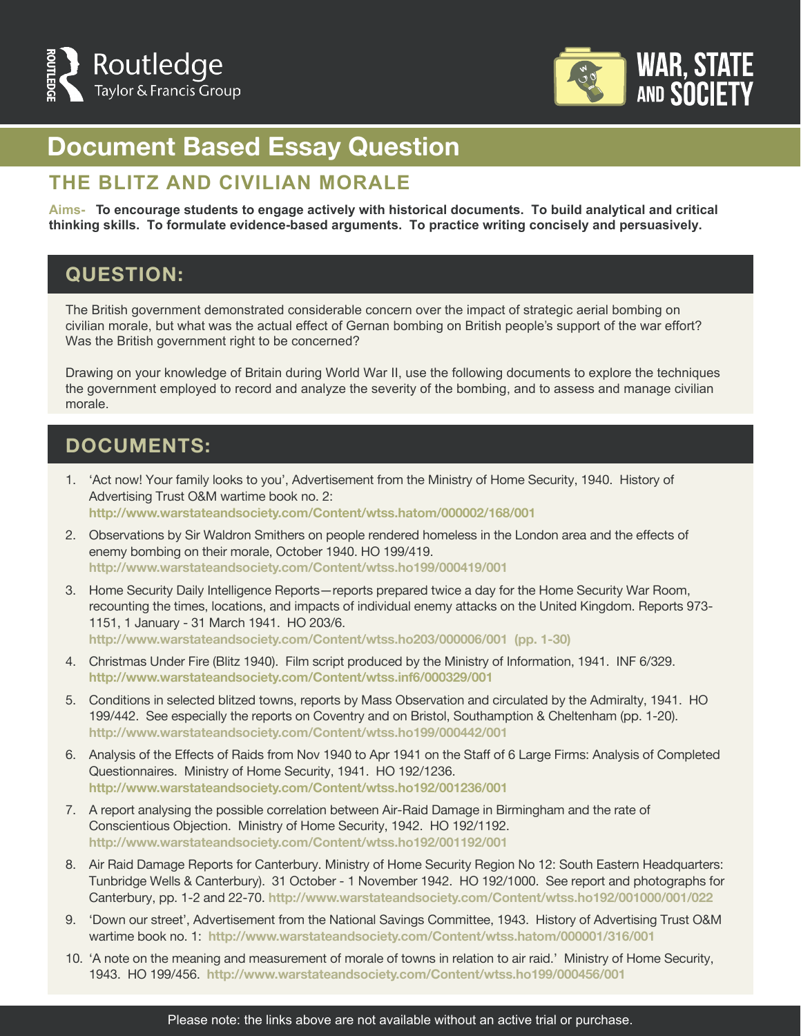# Document Based Essay Question

## THE BLITZ AND CIVILIAN MORALE

**Aims-** **To encourage students to engage actively with historical documents. To build analytical and critical thinking skills. To formulate evidence-based arguments. To practice writing concisely and persuasively.**

## QUESTION:

The British government demonstrated considerable concern over the impact of strategic aerial bombing on civilian morale, but what was the actual effect of Gernan bombing on British people's support of the war effort? Was the British government right to be concerned?

Drawing on your knowledge of Britain during World War II, use the following documents to explore the techniques the government employed to record and analyze the severity of the bombing, and to assess and manage civilian morale.

## DOCUMENTS:

1. 'Act now! Your family looks to you', Advertisement from the Ministry of Home Security, 1940. History of Advertising Trust O&M wartime book no. 2: **http://www.warstateandsociety.com/Content/wtss.hatom/000002/168/001**
2. Observations by Sir Waldron Smithers on people rendered homeless in the London area and the effects of enemy bombing on their morale, October 1940. HO 199/419. **http://www.warstateandsociety.com/Content/wtss.ho199/000419/001**
3. Home Security Daily Intelligence Reports—reports prepared twice a day for the Home Security War Room, recounting the times, locations, and impacts of individual enemy attacks on the United Kingdom. Reports 973-1151, 1 January - 31 March 1941. HO 203/6. **http://www.warstateandsociety.com/Content/wtss.ho203/000006/001 (pp. 1-30)**
4. Christmas Under Fire (Blitz 1940). Film script produced by the Ministry of Information, 1941. INF 6/329. **http://www.warstateandsociety.com/Content/wtss.inf6/000329/001**
5. Conditions in selected blitzed towns, reports by Mass Observation and circulated by the Admiralty, 1941. HO 199/442. See especially the reports on Coventry and on Bristol, Southampton & Cheltenham (pp. 1-20). **http://www.warstateandsociety.com/Content/wtss.ho199/000442/001**
6. Analysis of the Effects of Raids from Nov 1940 to Apr 1941 on the Staff of 6 Large Firms: Analysis of Completed Questionnaires. Ministry of Home Security, 1941. HO 192/1236. **http://www.warstateandsociety.com/Content/wtss.ho192/001236/001**
7. A report analysing the possible correlation between Air-Raid Damage in Birmingham and the rate of Conscientious Objection. Ministry of Home Security, 1942. HO 192/1192. **http://www.warstateandsociety.com/Content/wtss.ho192/001192/001**
8. Air Raid Damage Reports for Canterbury. Ministry of Home Security Region No 12: South Eastern Headquarters: Tunbridge Wells & Canterbury). 31 October - 1 November 1942. HO 192/1000. See report and photographs for Canterbury, pp. 1-2 and 22-70. **http://www.warstateandsociety.com/Content/wtss.ho192/001000/001/022**
9. 'Down our street', Advertisement from the National Savings Committee, 1943. History of Advertising Trust O&M wartime book no. 1: **http://www.warstateandsociety.com/Content/wtss.hatom/000001/316/001**
10. 'A note on the meaning and measurement of morale of towns in relation to air raid.' Ministry of Home Security, 1943. HO 199/456. **http://www.warstateandsociety.com/Content/wtss.ho199/000456/001**

Please note: the links above are not available without an active trial or purchase.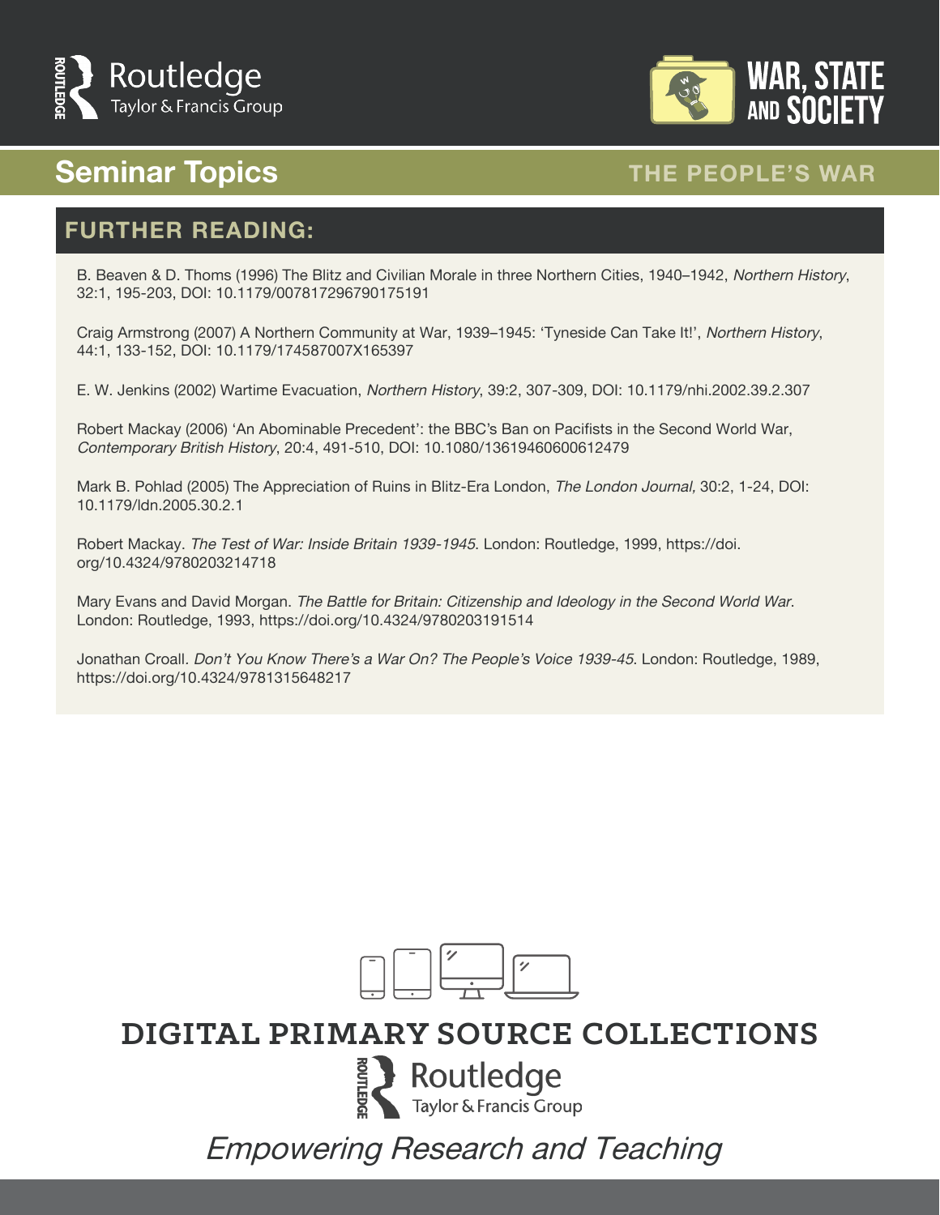## Seminar Topics

**THE PEOPLE'S WAR**

### FURTHER READING:

B. Beaven & D. Thoms (1996) The Blitz and Civilian Morale in three Northern Cities, 1940–1942, *Northern History*, 32:1, 195-203, DOI: 10.1179/007817296790175191

Craig Armstrong (2007) A Northern Community at War, 1939–1945: 'Tyneside Can Take It!', *Northern History*, 44:1, 133-152, DOI: 10.1179/174587007X165397

E. W. Jenkins (2002) Wartime Evacuation, *Northern History*, 39:2, 307-309, DOI: 10.1179/nhi.2002.39.2.307

Robert Mackay (2006) 'An Abominable Precedent': the BBC's Ban on Pacifists in the Second World War, *Contemporary British History*, 20:4, 491-510, DOI: 10.1080/13619460600612479

Mark B. Pohlad (2005) The Appreciation of Ruins in Blitz-Era London, *The London Journal,* 30:2, 1-24, DOI: 10.1179/ldn.2005.30.2.1

Robert Mackay. *The Test of War: Inside Britain 1939-1945*. London: Routledge, 1999, https://doi.org/10.4324/9780203214718

Mary Evans and David Morgan. *The Battle for Britain: Citizenship and Ideology in the Second World War*. London: Routledge, 1993, https://doi.org/10.4324/9780203191514

Jonathan Croall. *Don't You Know There's a War On? The People's Voice 1939-45*. London: Routledge, 1989, https://doi.org/10.4324/9781315648217

**DIGITAL PRIMARY SOURCE COLLECTIONS**

Routledge
Taylor & Francis Group

*Empowering Research and Teaching*